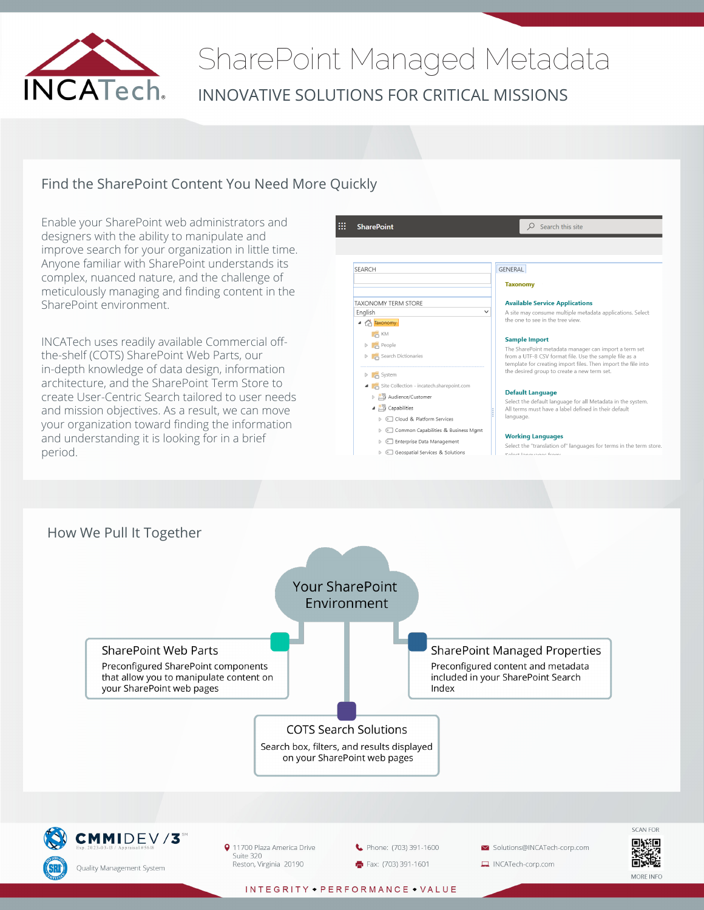# SharePoint Managed Metadata

INNOVATIVE SOLUTIONS FOR CRITICAL MISSIONS

## Find the SharePoint Content You Need More Quickly

Enable your SharePoint web administrators and designers with the ability to manipulate and improve search for your organization in little time. Anyone familiar with SharePoint understands its complex, nuanced nature, and the challenge of meticulously managing and finding content in the SharePoint environment.

INCATech uses readily available Commercial off-the-shelf (COTS) SharePoint Web Parts, our in-depth knowledge of data design, information architecture, and the SharePoint Term Store to create User-Centric Search tailored to user needs and mission objectives. As a result, we can move your organization toward finding the information and understanding it is looking for in a brief period.

## How We Pull It Together

**Your SharePoint Environment**

**SharePoint Web Parts**
Preconfigured SharePoint components that allow you to manipulate content on your SharePoint web pages

**SharePoint Managed Properties**
Preconfigured content and metadata included in your SharePoint Search Index

**COTS Search Solutions**
Search box, filters, and results displayed on your SharePoint web pages

CMMIDEV/3 — Quality Management System

11700 Plaza America Drive
Suite 320
Reston, Virginia 20190

Phone: (703) 391-1600
Fax: (703) 391-1601

Solutions@INCATech-corp.com
INCATech-corp.com

SCAN FOR MORE INFO

INTEGRITY • PERFORMANCE • VALUE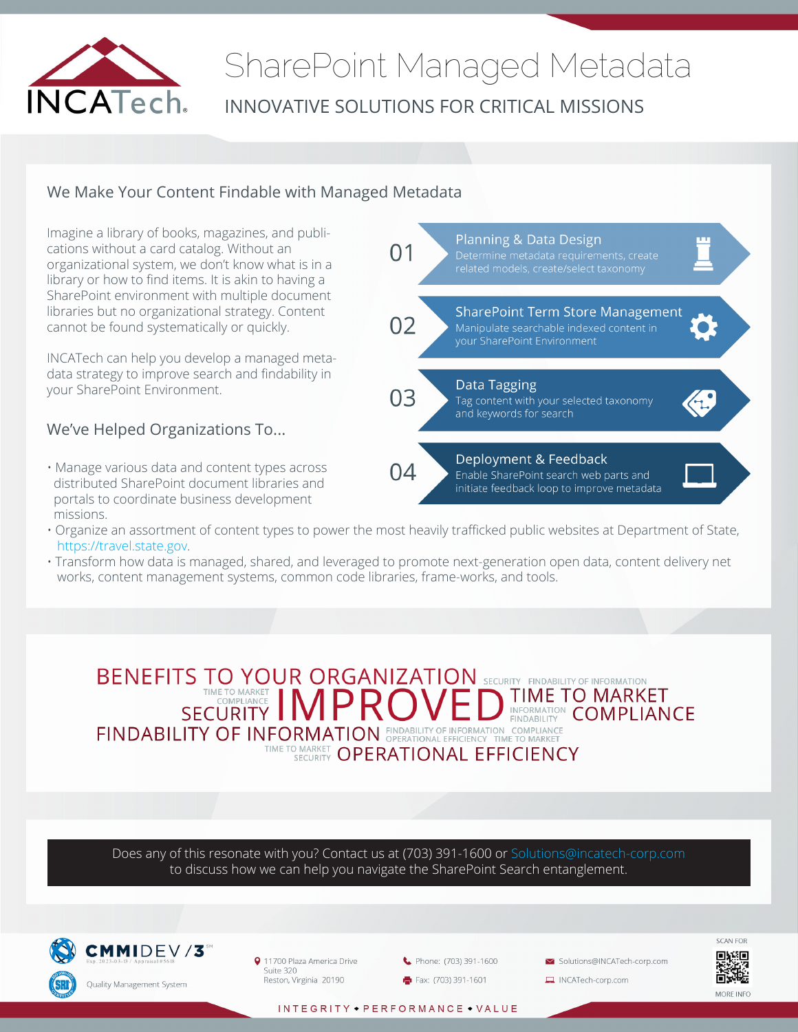# SharePoint Managed Metadata

INCATech

INNOVATIVE SOLUTIONS FOR CRITICAL MISSIONS

## We Make Your Content Findable with Managed Metadata

Imagine a library of books, magazines, and publications without a card catalog. Without an organizational system, we don't know what is in a library or how to find items. It is akin to having a SharePoint environment with multiple document libraries but no organizational strategy. Content cannot be found systematically or quickly.

INCATech can help you develop a managed metadata strategy to improve search and findability in your SharePoint Environment.

**01 Planning & Data Design**
Determine metadata requirements, create related models, create/select taxonomy

**02 SharePoint Term Store Management**
Manipulate searchable indexed content in your SharePoint Environment

**03 Data Tagging**
Tag content with your selected taxonomy and keywords for search

**04 Deployment & Feedback**
Enable SharePoint search web parts and initiate feedback loop to improve metadata

### We've Helped Organizations To...

- Manage various data and content types across distributed SharePoint document libraries and portals to coordinate business development missions.
- Organize an assortment of content types to power the most heavily trafficked public websites at Department of State, https://travel.state.gov.
- Transform how data is managed, shared, and leveraged to promote next-generation open data, content delivery net works, content management systems, common code libraries, frame-works, and tools.

## BENEFITS TO YOUR ORGANIZATION

IMPROVED

SECURITY

TIME TO MARKET

COMPLIANCE

FINDABILITY OF INFORMATION

OPERATIONAL EFFICIENCY

Does any of this resonate with you? Contact us at (703) 391-1600 or Solutions@incatech-corp.com to discuss how we can help you navigate the SharePoint Search entanglement.

CMMIDEV/3 — Exp. 2023-03-13 / Appraisal #3618

Quality Management System

11700 Plaza America Drive
Suite 320
Reston, Virginia 20190

Phone: (703) 391-1600
Fax: (703) 391-1601

Solutions@INCATech-corp.com
INCATech-corp.com

SCAN FOR MORE INFO

INTEGRITY • PERFORMANCE • VALUE